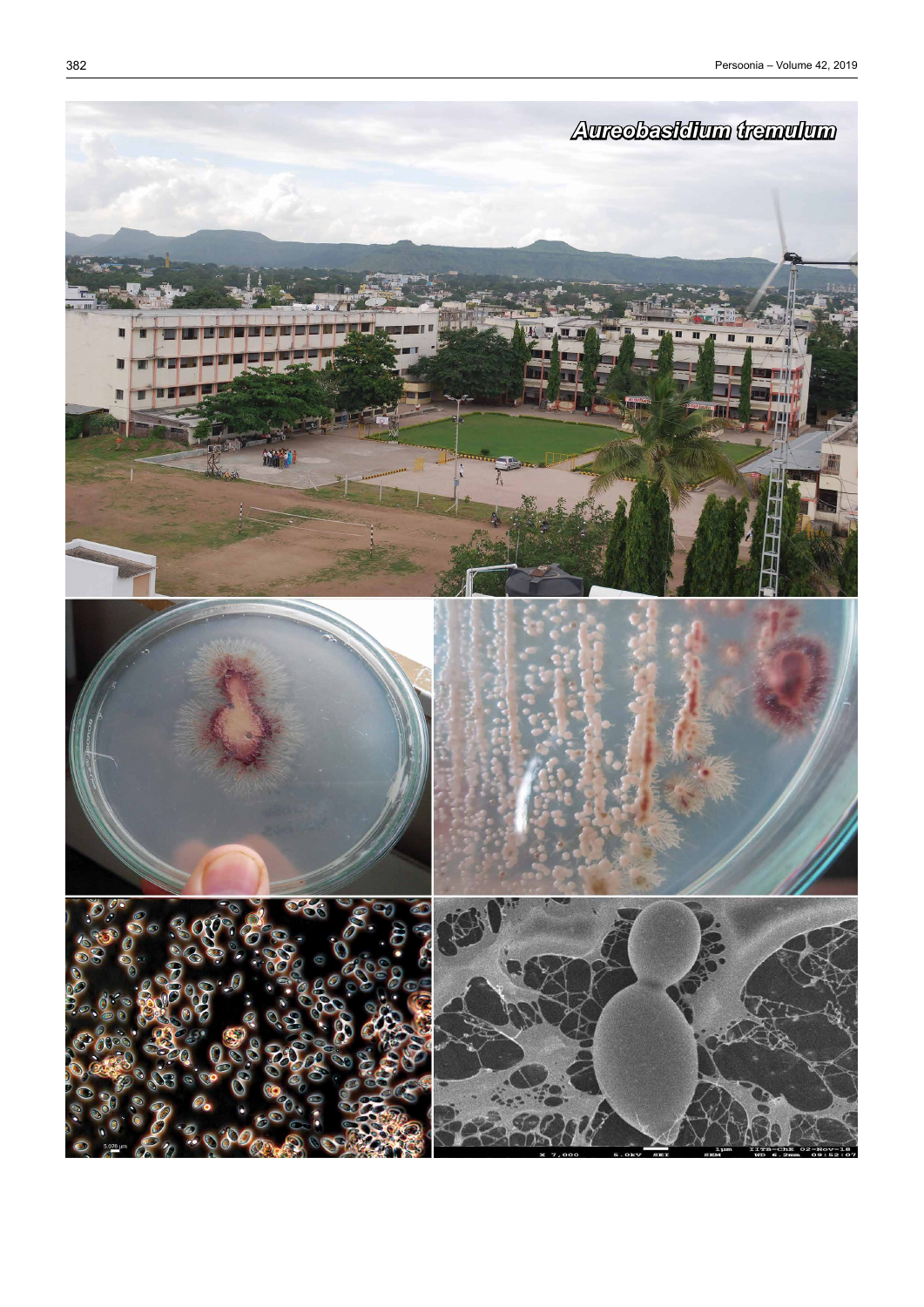**_Aureobasidium tremulum_**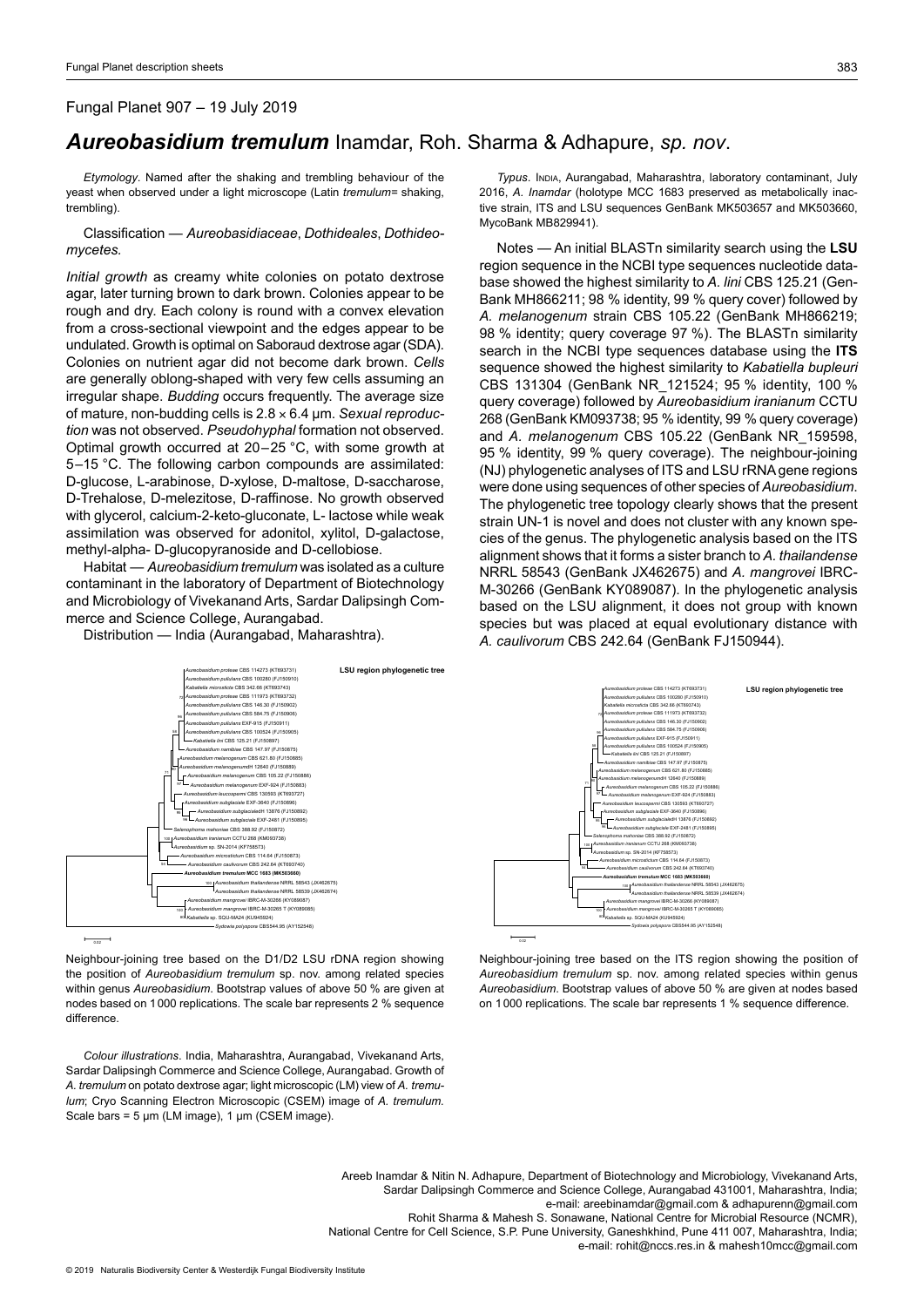Fungal Planet 907 – 19 July 2019

# *Aureobasidium tremulum* Inamdar, Roh. Sharma & Adhapure, *sp. nov*.

*Etymology*. Named after the shaking and trembling behaviour of the yeast when observed under a light microscope (Latin *tremulum*= shaking, trembling).

Classification — *Aureobasidiaceae*, *Dothideales*, *Dothideomycetes*.

*Initial growth* as creamy white colonies on potato dextrose agar, later turning brown to dark brown. Colonies appear to be rough and dry. Each colony is round with a convex elevation from a cross-sectional viewpoint and the edges appear to be undulated. Growth is optimal on Saboraud dextrose agar (SDA). Colonies on nutrient agar did not become dark brown. *Cells* are generally oblong-shaped with very few cells assuming an irregular shape. *Budding* occurs frequently. The average size of mature, non-budding cells is 2.8 × 6.4 µm. *Sexual reproduction* was not observed. *Pseudohyphal* formation not observed. Optimal growth occurred at 20–25 °C, with some growth at 5–15 °C. The following carbon compounds are assimilated: D-glucose, L-arabinose, D-xylose, D-maltose, D-saccharose, D-Trehalose, D-melezitose, D-raffinose. No growth observed with glycerol, calcium-2-keto-gluconate, L- lactose while weak assimilation was observed for adonitol, xylitol, D-galactose, methyl-alpha- D-glucopyranoside and D-cellobiose.

Habitat — *Aureobasidium tremulum* was isolated as a culture contaminant in the laboratory of Department of Biotechnology and Microbiology of Vivekanand Arts, Sardar Dalipsingh Commerce and Science College, Aurangabad.

Distribution — India (Aurangabad, Maharashtra).

*Typus*. India, Aurangabad, Maharashtra, laboratory contaminant, July 2016, *A. Inamdar* (holotype MCC 1683 preserved as metabolically inactive strain, ITS and LSU sequences GenBank MK503657 and MK503660, MycoBank MB829941).

Notes — An initial BLASTn similarity search using the **LSU** region sequence in the NCBI type sequences nucleotide database showed the highest similarity to *A. lini* CBS 125.21 (GenBank MH866211; 98 % identity, 99 % query cover) followed by *A. melanogenum* strain CBS 105.22 (GenBank MH866219; 98 % identity; query coverage 97 %). The BLASTn similarity search in the NCBI type sequences database using the **ITS** sequence showed the highest similarity to *Kabatiella bupleuri* CBS 131304 (GenBank NR_121524; 95 % identity, 100 % query coverage) followed by *Aureobasidium iranianum* CCTU 268 (GenBank KM093738; 95 % identity, 99 % query coverage) and *A. melanogenum* CBS 105.22 (GenBank NR_159598, 95 % identity, 99 % query coverage). The neighbour-joining (NJ) phylogenetic analyses of ITS and LSU rRNA gene regions were done using sequences of other species of *Aureobasidium*. The phylogenetic tree topology clearly shows that the present strain UN-1 is novel and does not cluster with any known species of the genus. The phylogenetic analysis based on the ITS alignment shows that it forms a sister branch to *A. thailandense* NRRL 58543 (GenBank JX462675) and *A. mangrovei* IBRC-M-30266 (GenBank KY089087). In the phylogenetic analysis based on the LSU alignment, it does not group with known species but was placed at equal evolutionary distance with *A. caulivorum* CBS 242.64 (GenBank FJ150944).

LSU region phylogenetic tree

Neighbour-joining tree based on the D1/D2 LSU rDNA region showing the position of *Aureobasidium tremulum* sp. nov. among related species within genus *Aureobasidium*. Bootstrap values of above 50 % are given at nodes based on 1 000 replications. The scale bar represents 2 % sequence difference.

LSU region phylogenetic tree

Neighbour-joining tree based on the ITS region showing the position of *Aureobasidium tremulum* sp. nov. among related species within genus *Aureobasidium*. Bootstrap values of above 50 % are given at nodes based on 1 000 replications. The scale bar represents 1 % sequence difference.

*Colour illustrations*. India, Maharashtra, Aurangabad, Vivekanand Arts, Sardar Dalipsingh Commerce and Science College, Aurangabad. Growth of *A. tremulum* on potato dextrose agar; light microscopic (LM) view of *A. tremulum*; Cryo Scanning Electron Microscopic (CSEM) image of *A. tremulum*. Scale bars = 5 µm (LM image), 1 µm (CSEM image).

Areeb Inamdar & Nitin N. Adhapure, Department of Biotechnology and Microbiology, Vivekanand Arts, Sardar Dalipsingh Commerce and Science College, Aurangabad 431001, Maharashtra, India;
e-mail: areebinamdar@gmail.com & adhapurenn@gmail.com
Rohit Sharma & Mahesh S. Sonawane, National Centre for Microbial Resource (NCMR), National Centre for Cell Science, S.P. Pune University, Ganeshkhind, Pune 411 007, Maharashtra, India;
e-mail: rohit@nccs.res.in & mahesh10mcc@gmail.com